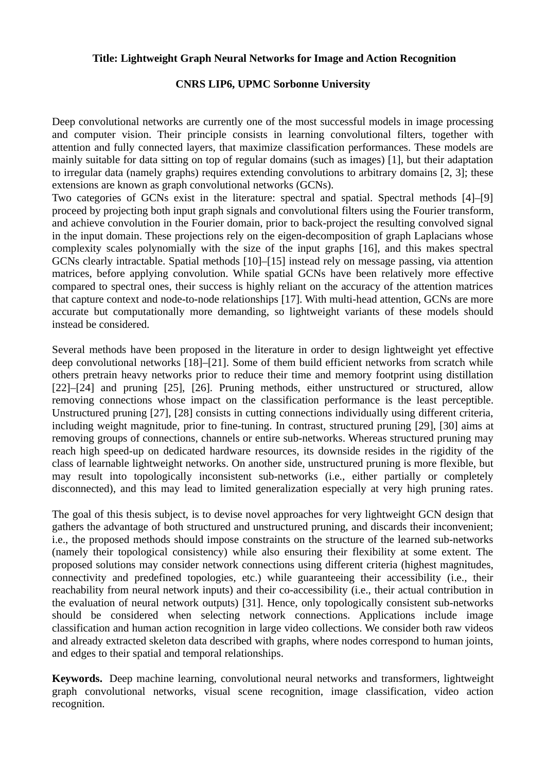**Title: Lightweight Graph Neural Networks for Image and Action Recognition**

**CNRS LIP6, UPMC Sorbonne University**

Deep convolutional networks are currently one of the most successful models in image processing and computer vision. Their principle consists in learning convolutional filters, together with attention and fully connected layers, that maximize classification performances. These models are mainly suitable for data sitting on top of regular domains (such as images) [1], but their adaptation to irregular data (namely graphs) requires extending convolutions to arbitrary domains [2, 3]; these extensions are known as graph convolutional networks (GCNs).
Two categories of GCNs exist in the literature: spectral and spatial. Spectral methods [4]–[9] proceed by projecting both input graph signals and convolutional filters using the Fourier transform, and achieve convolution in the Fourier domain, prior to back-project the resulting convolved signal in the input domain. These projections rely on the eigen-decomposition of graph Laplacians whose complexity scales polynomially with the size of the input graphs [16], and this makes spectral GCNs clearly intractable. Spatial methods [10]–[15] instead rely on message passing, via attention matrices, before applying convolution. While spatial GCNs have been relatively more effective compared to spectral ones, their success is highly reliant on the accuracy of the attention matrices that capture context and node-to-node relationships [17]. With multi-head attention, GCNs are more accurate but computationally more demanding, so lightweight variants of these models should instead be considered.

Several methods have been proposed in the literature in order to design lightweight yet effective deep convolutional networks [18]–[21]. Some of them build efficient networks from scratch while others pretrain heavy networks prior to reduce their time and memory footprint using distillation [22]–[24] and pruning [25], [26]. Pruning methods, either unstructured or structured, allow removing connections whose impact on the classification performance is the least perceptible. Unstructured pruning [27], [28] consists in cutting connections individually using different criteria, including weight magnitude, prior to fine-tuning. In contrast, structured pruning [29], [30] aims at removing groups of connections, channels or entire sub-networks. Whereas structured pruning may reach high speed-up on dedicated hardware resources, its downside resides in the rigidity of the class of learnable lightweight networks. On another side, unstructured pruning is more flexible, but may result into topologically inconsistent sub-networks (i.e., either partially or completely disconnected), and this may lead to limited generalization especially at very high pruning rates.

The goal of this thesis subject, is to devise novel approaches for very lightweight GCN design that gathers the advantage of both structured and unstructured pruning, and discards their inconvenient; i.e., the proposed methods should impose constraints on the structure of the learned sub-networks (namely their topological consistency) while also ensuring their flexibility at some extent. The proposed solutions may consider network connections using different criteria (highest magnitudes, connectivity and predefined topologies, etc.) while guaranteeing their accessibility (i.e., their reachability from neural network inputs) and their co-accessibility (i.e., their actual contribution in the evaluation of neural network outputs) [31]. Hence, only topologically consistent sub-networks should be considered when selecting network connections. Applications include image classification and human action recognition in large video collections. We consider both raw videos and already extracted skeleton data described with graphs, where nodes correspond to human joints, and edges to their spatial and temporal relationships.

**Keywords.** Deep machine learning, convolutional neural networks and transformers, lightweight graph convolutional networks, visual scene recognition, image classification, video action recognition.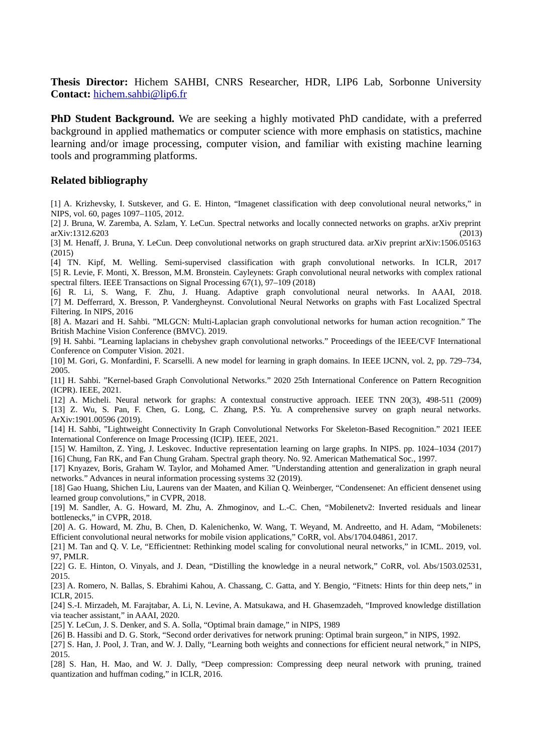**Thesis Director:** Hichem SAHBI, CNRS Researcher, HDR, LIP6 Lab, Sorbonne University
**Contact:** hichem.sahbi@lip6.fr

**PhD Student Background.** We are seeking a highly motivated PhD candidate, with a preferred background in applied mathematics or computer science with more emphasis on statistics, machine learning and/or image processing, computer vision, and familiar with existing machine learning tools and programming platforms.

### Related bibliography

[1] A. Krizhevsky, I. Sutskever, and G. E. Hinton, "Imagenet classification with deep convolutional neural networks," in NIPS, vol. 60, pages 1097–1105, 2012.

[2] J. Bruna, W. Zaremba, A. Szlam, Y. LeCun. Spectral networks and locally connected networks on graphs. arXiv preprint arXiv:1312.6203 (2013)

[3] M. Henaff, J. Bruna, Y. LeCun. Deep convolutional networks on graph structured data. arXiv preprint arXiv:1506.05163 (2015)

[4] TN. Kipf, M. Welling. Semi-supervised classification with graph convolutional networks. In ICLR, 2017

[5] R. Levie, F. Monti, X. Bresson, M.M. Bronstein. Cayleynets: Graph convolutional neural networks with complex rational spectral filters. IEEE Transactions on Signal Processing 67(1), 97–109 (2018)

[6] R. Li, S. Wang, F. Zhu, J. Huang. Adaptive graph convolutional neural networks. In AAAI, 2018.

[7] M. Defferrard, X. Bresson, P. Vandergheynst. Convolutional Neural Networks on graphs with Fast Localized Spectral Filtering. In NIPS, 2016

[8] A. Mazari and H. Sahbi. "MLGCN: Multi-Laplacian graph convolutional networks for human action recognition." The British Machine Vision Conference (BMVC). 2019.

[9] H. Sahbi. "Learning laplacians in chebyshev graph convolutional networks." Proceedings of the IEEE/CVF International Conference on Computer Vision. 2021.

[10] M. Gori, G. Monfardini, F. Scarselli. A new model for learning in graph domains. In IEEE IJCNN, vol. 2, pp. 729–734, 2005.

[11] H. Sahbi. "Kernel-based Graph Convolutional Networks." 2020 25th International Conference on Pattern Recognition (ICPR). IEEE, 2021.

[12] A. Micheli. Neural network for graphs: A contextual constructive approach. IEEE TNN 20(3), 498-511 (2009)

[13] Z. Wu, S. Pan, F. Chen, G. Long, C. Zhang, P.S. Yu. A comprehensive survey on graph neural networks. ArXiv:1901.00596 (2019).

[14] H. Sahbi, "Lightweight Connectivity In Graph Convolutional Networks For Skeleton-Based Recognition." 2021 IEEE International Conference on Image Processing (ICIP). IEEE, 2021.

[15] W. Hamilton, Z. Ying, J. Leskovec. Inductive representation learning on large graphs. In NIPS. pp. 1024–1034 (2017)

[16] Chung, Fan RK, and Fan Chung Graham. Spectral graph theory. No. 92. American Mathematical Soc., 1997.

[17] Knyazev, Boris, Graham W. Taylor, and Mohamed Amer. "Understanding attention and generalization in graph neural networks." Advances in neural information processing systems 32 (2019).

[18] Gao Huang, Shichen Liu, Laurens van der Maaten, and Kilian Q. Weinberger, "Condensenet: An efficient densenet using learned group convolutions," in CVPR, 2018.

[19] M. Sandler, A. G. Howard, M. Zhu, A. Zhmoginov, and L.-C. Chen, "Mobilenetv2: Inverted residuals and linear bottlenecks," in CVPR, 2018.

[20] A. G. Howard, M. Zhu, B. Chen, D. Kalenichenko, W. Wang, T. Weyand, M. Andreetto, and H. Adam, "Mobilenets: Efficient convolutional neural networks for mobile vision applications," CoRR, vol. Abs/1704.04861, 2017.

[21] M. Tan and Q. V. Le, "Efficientnet: Rethinking model scaling for convolutional neural networks," in ICML. 2019, vol. 97, PMLR.

[22] G. E. Hinton, O. Vinyals, and J. Dean, "Distilling the knowledge in a neural network," CoRR, vol. Abs/1503.02531, 2015.

[23] A. Romero, N. Ballas, S. Ebrahimi Kahou, A. Chassang, C. Gatta, and Y. Bengio, "Fitnets: Hints for thin deep nets," in ICLR, 2015.

[24] S.-I. Mirzadeh, M. Farajtabar, A. Li, N. Levine, A. Matsukawa, and H. Ghasemzadeh, "Improved knowledge distillation via teacher assistant," in AAAI, 2020.

[25] Y. LeCun, J. S. Denker, and S. A. Solla, "Optimal brain damage," in NIPS, 1989

[26] B. Hassibi and D. G. Stork, "Second order derivatives for network pruning: Optimal brain surgeon," in NIPS, 1992.

[27] S. Han, J. Pool, J. Tran, and W. J. Dally, "Learning both weights and connections for efficient neural network," in NIPS, 2015.

[28] S. Han, H. Mao, and W. J. Dally, "Deep compression: Compressing deep neural network with pruning, trained quantization and huffman coding," in ICLR, 2016.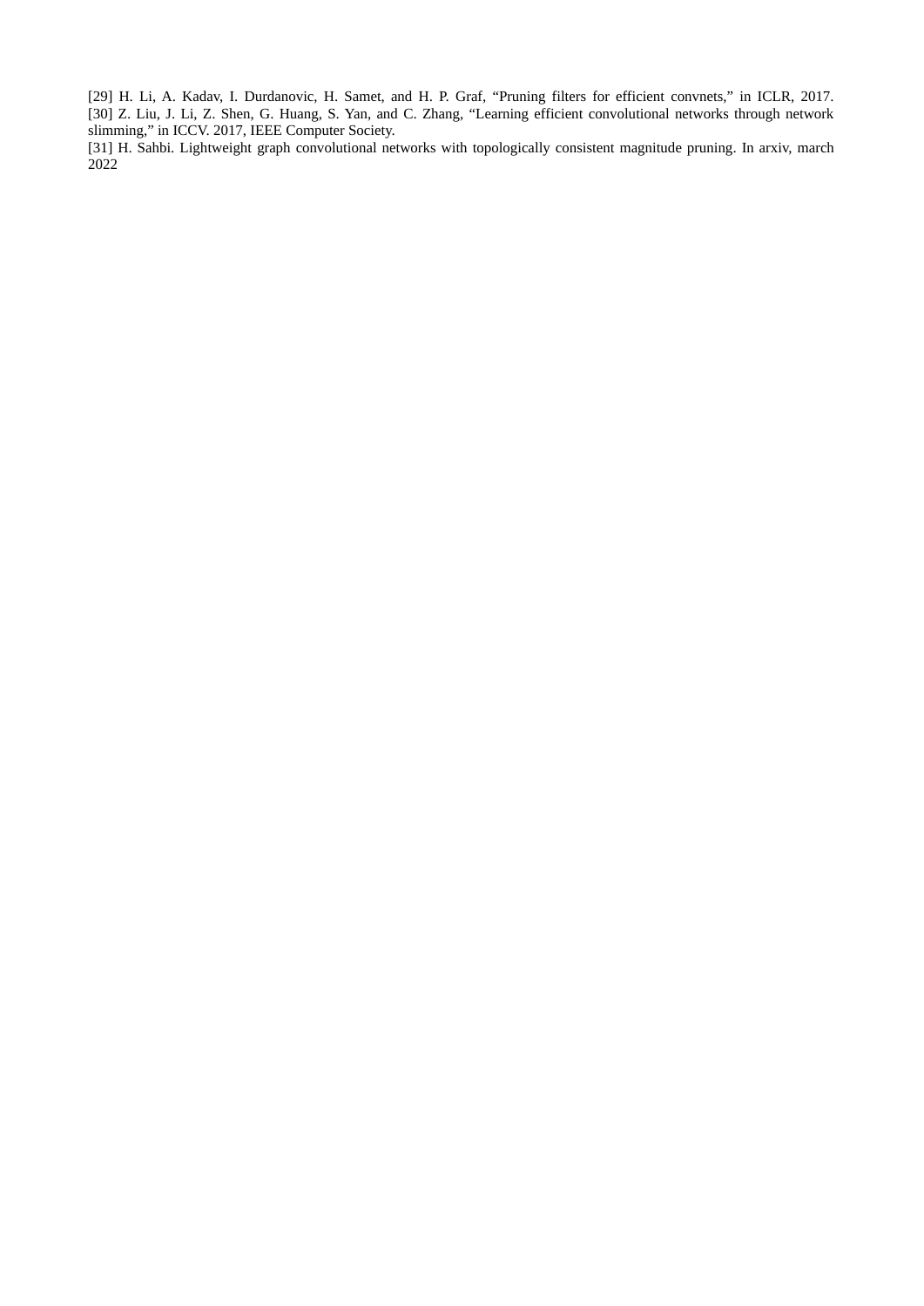[29] H. Li, A. Kadav, I. Durdanovic, H. Samet, and H. P. Graf, “Pruning filters for efficient convnets,” in ICLR, 2017.

[30] Z. Liu, J. Li, Z. Shen, G. Huang, S. Yan, and C. Zhang, “Learning efficient convolutional networks through network slimming,” in ICCV. 2017, IEEE Computer Society.

[31] H. Sahbi. Lightweight graph convolutional networks with topologically consistent magnitude pruning. In arxiv, march 2022